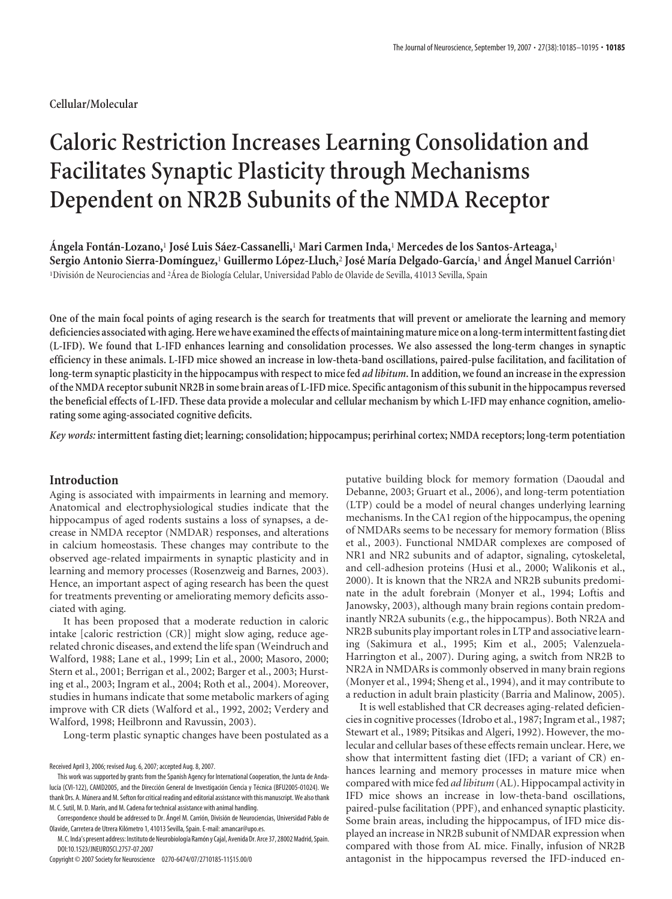Cellular/Molecular

# Caloric Restriction Increases Learning Consolidation and Facilitates Synaptic Plasticity through Mechanisms Dependent on NR2B Subunits of the NMDA Receptor

**Ángela Fontán-Lozano,[1] José Luis Sáez-Cassanelli,[1] Mari Carmen Inda,[1] Mercedes de los Santos-Arteaga,[1] Sergio Antonio Sierra-Domínguez,[1] Guillermo López-Lluch,[2] José María Delgado-García,[1] and Ángel Manuel Carrión[1]**

[1]División de Neurociencias and [2]Área de Biología Celular, Universidad Pablo de Olavide de Sevilla, 41013 Sevilla, Spain

**One of the main focal points of aging research is the search for treatments that will prevent or ameliorate the learning and memory deficiencies associated with aging. Here we have examined the effects of maintaining mature mice on a long-term intermittent fasting diet (L-IFD). We found that L-IFD enhances learning and consolidation processes. We also assessed the long-term changes in synaptic efficiency in these animals. L-IFD mice showed an increase in low-theta-band oscillations, paired-pulse facilitation, and facilitation of long-term synaptic plasticity in the hippocampus with respect to mice fed *ad libitum*. In addition, we found an increase in the expression of the NMDA receptor subunit NR2B in some brain areas of L-IFD mice. Specific antagonism of this subunit in the hippocampus reversed the beneficial effects of L-IFD. These data provide a molecular and cellular mechanism by which L-IFD may enhance cognition, ameliorating some aging-associated cognitive deficits.**

*Key words:* **intermittent fasting diet; learning; consolidation; hippocampus; perirhinal cortex; NMDA receptors; long-term potentiation**

## Introduction

Aging is associated with impairments in learning and memory. Anatomical and electrophysiological studies indicate that the hippocampus of aged rodents sustains a loss of synapses, a decrease in NMDA receptor (NMDAR) responses, and alterations in calcium homeostasis. These changes may contribute to the observed age-related impairments in synaptic plasticity and in learning and memory processes (Rosenzweig and Barnes, 2003). Hence, an important aspect of aging research has been the quest for treatments preventing or ameliorating memory deficits associated with aging.

It has been proposed that a moderate reduction in caloric intake [caloric restriction (CR)] might slow aging, reduce age-related chronic diseases, and extend the life span (Weindruch and Walford, 1988; Lane et al., 1999; Lin et al., 2000; Masoro, 2000; Stern et al., 2001; Berrigan et al., 2002; Barger et al., 2003; Hursting et al., 2003; Ingram et al., 2004; Roth et al., 2004). Moreover, studies in humans indicate that some metabolic markers of aging improve with CR diets (Walford et al., 1992, 2002; Verdery and Walford, 1998; Heilbronn and Ravussin, 2003).

Long-term plastic synaptic changes have been postulated as a putative building block for memory formation (Daoudal and Debanne, 2003; Gruart et al., 2006), and long-term potentiation (LTP) could be a model of neural changes underlying learning mechanisms. In the CA1 region of the hippocampus, the opening of NMDARs seems to be necessary for memory formation (Bliss et al., 2003). Functional NMDAR complexes are composed of NR1 and NR2 subunits and of adaptor, signaling, cytoskeletal, and cell-adhesion proteins (Husi et al., 2000; Walikonis et al., 2000). It is known that the NR2A and NR2B subunits predominate in the adult forebrain (Monyer et al., 1994; Loftis and Janowsky, 2003), although many brain regions contain predominantly NR2A subunits (e.g., the hippocampus). Both NR2A and NR2B subunits play important roles in LTP and associative learning (Sakimura et al., 1995; Kim et al., 2005; Valenzuela-Harrington et al., 2007). During aging, a switch from NR2B to NR2A in NMDARs is commonly observed in many brain regions (Monyer et al., 1994; Sheng et al., 1994), and it may contribute to a reduction in adult brain plasticity (Barria and Malinow, 2005).

It is well established that CR decreases aging-related deficiencies in cognitive processes (Idrobo et al., 1987; Ingram et al., 1987; Stewart et al., 1989; Pitsikas and Algeri, 1992). However, the molecular and cellular bases of these effects remain unclear. Here, we show that intermittent fasting diet (IFD; a variant of CR) enhances learning and memory processes in mature mice when compared with mice fed *ad libitum* (AL). Hippocampal activity in IFD mice shows an increase in low-theta-band oscillations, paired-pulse facilitation (PPF), and enhanced synaptic plasticity. Some brain areas, including the hippocampus, of IFD mice displayed an increase in NR2B subunit of NMDAR expression when compared with those from AL mice. Finally, infusion of NR2B antagonist in the hippocampus reversed the IFD-induced en-

Received April 3, 2006; revised Aug. 6, 2007; accepted Aug. 8, 2007.

This work was supported by grants from the Spanish Agency for International Cooperation, the Junta de Andalucía (CVI-122), CAMD2005, and the Dirección General de Investigación Ciencia y Técnica (BFU2005-01024). We thank Drs. A. Múnera and M. Sefton for critical reading and editorial assistance with this manuscript. We also thank M. C. Sutil, M. D. Marín, and M. Cadena for technical assistance with animal handling.

Correspondence should be addressed to Dr. Ángel M. Carrión, División de Neurociencias, Universidad Pablo de Olavide, Carretera de Utrera Kilómetro 1, 41013 Sevilla, Spain. E-mail: amancar@upo.es.

M. C. Inda's present address: Instituto de Neurobiología Ramón y Cajal, Avenida Dr. Arce 37, 28002 Madrid, Spain.

DOI:10.1523/JNEUROSCI.2757-07.2007

Copyright © 2007 Society for Neuroscience 0270-6474/07/2710185-11$15.00/0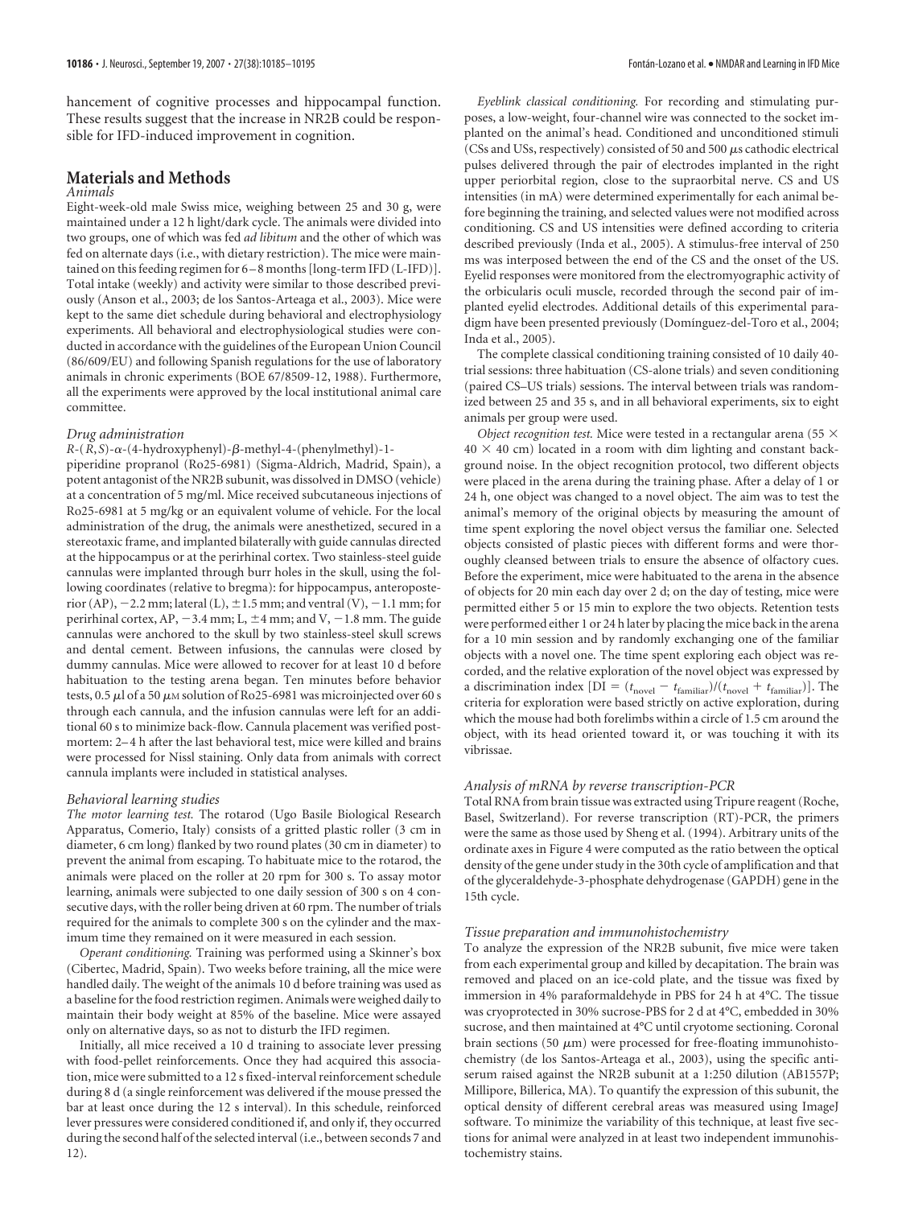hancement of cognitive processes and hippocampal function. These results suggest that the increase in NR2B could be responsible for IFD-induced improvement in cognition.

# Materials and Methods

### Animals

Eight-week-old male Swiss mice, weighing between 25 and 30 g, were maintained under a 12 h light/dark cycle. The animals were divided into two groups, one of which was fed *ad libitum* and the other of which was fed on alternate days (i.e., with dietary restriction). The mice were maintained on this feeding regimen for 6–8 months [long-term IFD (L-IFD)]. Total intake (weekly) and activity were similar to those described previously (Anson et al., 2003; de los Santos-Arteaga et al., 2003). Mice were kept to the same diet schedule during behavioral and electrophysiology experiments. All behavioral and electrophysiological studies were conducted in accordance with the guidelines of the European Union Council (86/609/EU) and following Spanish regulations for the use of laboratory animals in chronic experiments (BOE 67/8509-12, 1988). Furthermore, all the experiments were approved by the local institutional animal care committee.

### Drug administration

*R*-(*R*,*S*)-α-(4-hydroxyphenyl)-β-methyl-4-(phenylmethyl)-1-piperidine propranol (Ro25-6981) (Sigma-Aldrich, Madrid, Spain), a potent antagonist of the NR2B subunit, was dissolved in DMSO (vehicle) at a concentration of 5 mg/ml. Mice received subcutaneous injections of Ro25-6981 at 5 mg/kg or an equivalent volume of vehicle. For the local administration of the drug, the animals were anesthetized, secured in a stereotaxic frame, and implanted bilaterally with guide cannulas directed at the hippocampus or at the perirhinal cortex. Two stainless-steel guide cannulas were implanted through burr holes in the skull, using the following coordinates (relative to bregma): for hippocampus, anteroposterior (AP), −2.2 mm; lateral (L), ±1.5 mm; and ventral (V), −1.1 mm; for perirhinal cortex, AP, −3.4 mm; L, ±4 mm; and V, −1.8 mm. The guide cannulas were anchored to the skull by two stainless-steel skull screws and dental cement. Between infusions, the cannulas were closed by dummy cannulas. Mice were allowed to recover for at least 10 d before habituation to the testing arena began. Ten minutes before behavior tests, 0.5 μl of a 50 μM solution of Ro25-6981 was microinjected over 60 s through each cannula, and the infusion cannulas were left for an additional 60 s to minimize back-flow. Cannula placement was verified postmortem: 2–4 h after the last behavioral test, mice were killed and brains were processed for Nissl staining. Only data from animals with correct cannula implants were included in statistical analyses.

### Behavioral learning studies

*The motor learning test.* The rotarod (Ugo Basile Biological Research Apparatus, Comerio, Italy) consists of a gritted plastic roller (3 cm in diameter, 6 cm long) flanked by two round plates (30 cm in diameter) to prevent the animal from escaping. To habituate mice to the rotarod, the animals were placed on the roller at 20 rpm for 300 s. To assay motor learning, animals were subjected to one daily session of 300 s on 4 consecutive days, with the roller being driven at 60 rpm. The number of trials required for the animals to complete 300 s on the cylinder and the maximum time they remained on it were measured in each session.

*Operant conditioning.* Training was performed using a Skinner's box (Cibertec, Madrid, Spain). Two weeks before training, all the mice were handled daily. The weight of the animals 10 d before training was used as a baseline for the food restriction regimen. Animals were weighed daily to maintain their body weight at 85% of the baseline. Mice were assayed only on alternative days, so as not to disturb the IFD regimen.

Initially, all mice received a 10 d training to associate lever pressing with food-pellet reinforcements. Once they had acquired this association, mice were submitted to a 12 s fixed-interval reinforcement schedule during 8 d (a single reinforcement was delivered if the mouse pressed the bar at least once during the 12 s interval). In this schedule, reinforced lever pressures were considered conditioned if, and only if, they occurred during the second half of the selected interval (i.e., between seconds 7 and 12).

*Eyeblink classical conditioning.* For recording and stimulating purposes, a low-weight, four-channel wire was connected to the socket implanted on the animal's head. Conditioned and unconditioned stimuli (CSs and USs, respectively) consisted of 50 and 500 μs cathodic electrical pulses delivered through the pair of electrodes implanted in the right upper periorbital region, close to the supraorbital nerve. CS and US intensities (in mA) were determined experimentally for each animal before beginning the training, and selected values were not modified across conditioning. CS and US intensities were defined according to criteria described previously (Inda et al., 2005). A stimulus-free interval of 250 ms was interposed between the end of the CS and the onset of the US. Eyelid responses were monitored from the electromyographic activity of the orbicularis oculi muscle, recorded through the second pair of implanted eyelid electrodes. Additional details of this experimental paradigm have been presented previously (Domínguez-del-Toro et al., 2004; Inda et al., 2005).

The complete classical conditioning training consisted of 10 daily 40-trial sessions: three habituation (CS-alone trials) and seven conditioning (paired CS–US trials) sessions. The interval between trials was randomized between 25 and 35 s, and in all behavioral experiments, six to eight animals per group were used.

*Object recognition test.* Mice were tested in a rectangular arena (55 × 40 × 40 cm) located in a room with dim lighting and constant background noise. In the object recognition protocol, two different objects were placed in the arena during the training phase. After a delay of 1 or 24 h, one object was changed to a novel object. The aim was to test the animal's memory of the original objects by measuring the amount of time spent exploring the novel object versus the familiar one. Selected objects consisted of plastic pieces with different forms and were thoroughly cleansed between trials to ensure the absence of olfactory cues. Before the experiment, mice were habituated to the arena in the absence of objects for 20 min each day over 2 d; on the day of testing, mice were permitted either 5 or 15 min to explore the two objects. Retention tests were performed either 1 or 24 h later by placing the mice back in the arena for a 10 min session and by randomly exchanging one of the familiar objects with a novel one. The time spent exploring each object was recorded, and the relative exploration of the novel object was expressed by a discrimination index [$DI = (t_{novel} - t_{familiar})/(t_{novel} + t_{familiar})$]. The criteria for exploration were based strictly on active exploration, during which the mouse had both forelimbs within a circle of 1.5 cm around the object, with its head oriented toward it, or was touching it with its vibrissae.

### Analysis of mRNA by reverse transcription-PCR

Total RNA from brain tissue was extracted using Tripure reagent (Roche, Basel, Switzerland). For reverse transcription (RT)-PCR, the primers were the same as those used by Sheng et al. (1994). Arbitrary units of the ordinate axes in Figure 4 were computed as the ratio between the optical density of the gene under study in the 30th cycle of amplification and that of the glyceraldehyde-3-phosphate dehydrogenase (GAPDH) gene in the 15th cycle.

### Tissue preparation and immunohistochemistry

To analyze the expression of the NR2B subunit, five mice were taken from each experimental group and killed by decapitation. The brain was removed and placed on an ice-cold plate, and the tissue was fixed by immersion in 4% paraformaldehyde in PBS for 24 h at 4°C. The tissue was cryoprotected in 30% sucrose-PBS for 2 d at 4°C, embedded in 30% sucrose, and then maintained at 4°C until cryotome sectioning. Coronal brain sections (50 μm) were processed for free-floating immunohistochemistry (de los Santos-Arteaga et al., 2003), using the specific antiserum raised against the NR2B subunit at a 1:250 dilution (AB1557P; Millipore, Billerica, MA). To quantify the expression of this subunit, the optical density of different cerebral areas was measured using ImageJ software. To minimize the variability of this technique, at least five sections for animal were analyzed in at least two independent immunohistochemistry stains.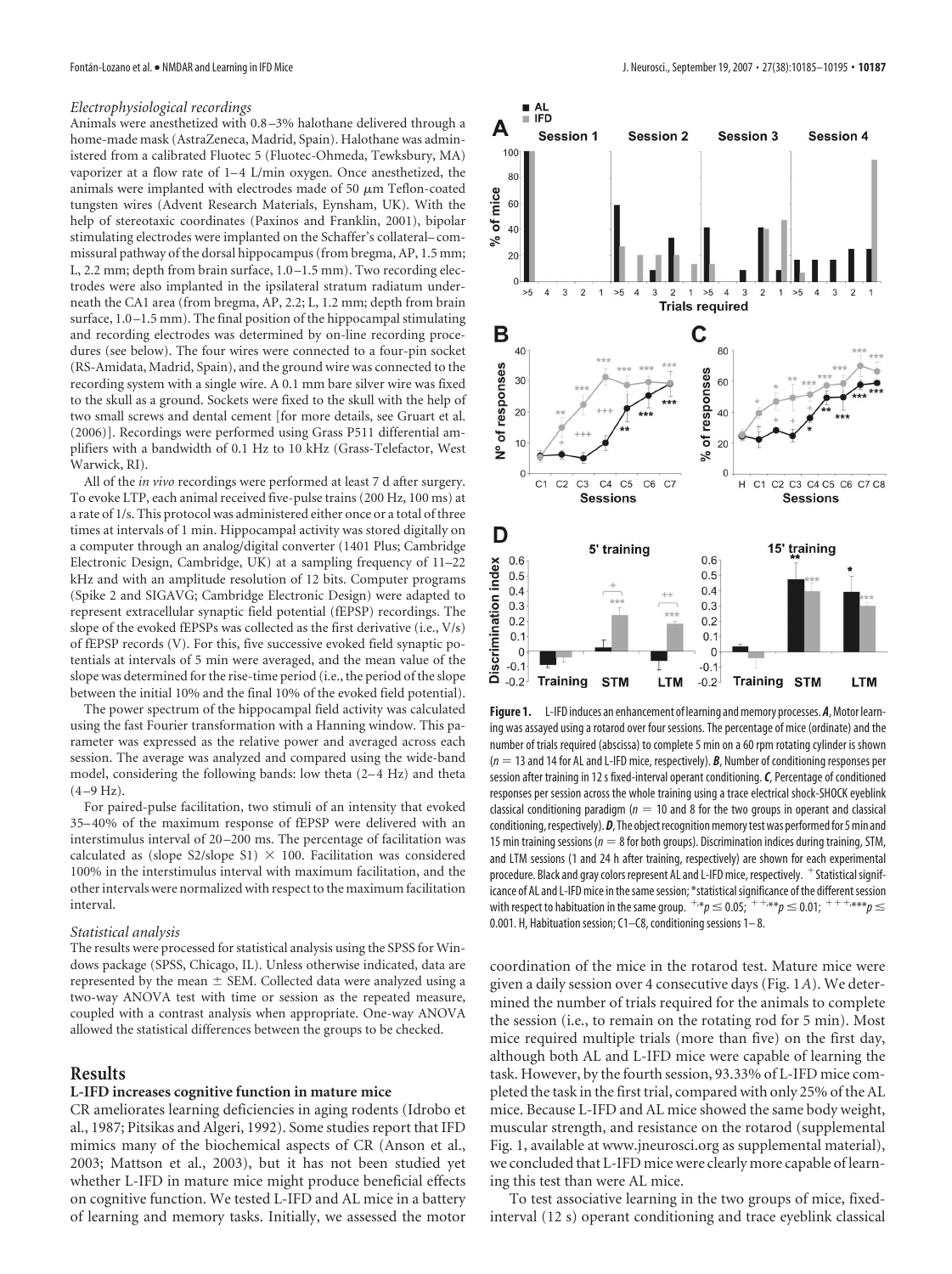*Electrophysiological recordings*

Animals were anesthetized with 0.8–3% halothane delivered through a home-made mask (AstraZeneca, Madrid, Spain). Halothane was administered from a calibrated Fluotec 5 (Fluotec-Ohmeda, Tewksbury, MA) vaporizer at a flow rate of 1–4 L/min oxygen. Once anesthetized, the animals were implanted with electrodes made of 50 $\mu$m Teflon-coated tungsten wires (Advent Research Materials, Eynsham, UK). With the help of stereotaxic coordinates (Paxinos and Franklin, 2001), bipolar stimulating electrodes were implanted on the Schaffer's collateral–commissural pathway of the dorsal hippocampus (from bregma, AP, 1.5 mm; L, 2.2 mm; depth from brain surface, 1.0–1.5 mm). Two recording electrodes were also implanted in the ipsilateral stratum radiatum underneath the CA1 area (from bregma, AP, 2.2; L, 1.2 mm; depth from brain surface, 1.0–1.5 mm). The final position of the hippocampal stimulating and recording electrodes was determined by on-line recording procedures (see below). The four wires were connected to a four-pin socket (RS-Amidata, Madrid, Spain), and the ground wire was connected to the recording system with a single wire. A 0.1 mm bare silver wire was fixed to the skull as a ground. Sockets were fixed to the skull with the help of two small screws and dental cement [for more details, see Gruart et al. (2006)]. Recordings were performed using Grass P511 differential amplifiers with a bandwidth of 0.1 Hz to 10 kHz (Grass-Telefactor, West Warwick, RI).

All of the *in vivo* recordings were performed at least 7 d after surgery. To evoke LTP, each animal received five-pulse trains (200 Hz, 100 ms) at a rate of 1/s. This protocol was administered either once or a total of three times at intervals of 1 min. Hippocampal activity was stored digitally on a computer through an analog/digital converter (1401 Plus; Cambridge Electronic Design, Cambridge, UK) at a sampling frequency of 11–22 kHz and with an amplitude resolution of 12 bits. Computer programs (Spike 2 and SIGAVG; Cambridge Electronic Design) were adapted to represent extracellular synaptic field potential (fEPSP) recordings. The slope of the evoked fEPSPs was collected as the first derivative (i.e., V/s) of fEPSP records (V). For this, five successive evoked field synaptic potentials at intervals of 5 min were averaged, and the mean value of the slope was determined for the rise-time period (i.e., the period of the slope between the initial 10% and the final 10% of the evoked field potential).

The power spectrum of the hippocampal field activity was calculated using the fast Fourier transformation with a Hanning window. This parameter was expressed as the relative power and averaged across each session. The average was analyzed and compared using the wide-band model, considering the following bands: low theta (2–4 Hz) and theta (4–9 Hz).

For paired-pulse facilitation, two stimuli of an intensity that evoked 35–40% of the maximum response of fEPSP were delivered with an interstimulus interval of 20–200 ms. The percentage of facilitation was calculated as (slope S2/slope S1) $\times$ 100. Facilitation was considered 100% in the interstimulus interval with maximum facilitation, and the other intervals were normalized with respect to the maximum facilitation interval.

*Statistical analysis*

The results were processed for statistical analysis using the SPSS for Windows package (SPSS, Chicago, IL). Unless otherwise indicated, data are represented by the mean $\pm$ SEM. Collected data were analyzed using a two-way ANOVA test with time or session as the repeated measure, coupled with a contrast analysis when appropriate. One-way ANOVA allowed the statistical differences between the groups to be checked.

## Results

### L-IFD increases cognitive function in mature mice

CR ameliorates learning deficiencies in aging rodents (Idrobo et al., 1987; Pitsikas and Algeri, 1992). Some studies report that IFD mimics many of the biochemical aspects of CR (Anson et al., 2003; Mattson et al., 2003), but it has not been studied yet whether L-IFD in mature mice might produce beneficial effects on cognitive function. We tested L-IFD and AL mice in a battery of learning and memory tasks. Initially, we assessed the motor coordination of the mice in the rotarod test. Mature mice were given a daily session over 4 consecutive days (Fig. 1*A*). We determined the number of trials required for the animals to complete the session (i.e., to remain on the rotating rod for 5 min). Most mice required multiple trials (more than five) on the first day, although both AL and L-IFD mice were capable of learning the task. However, by the fourth session, 93.33% of L-IFD mice completed the task in the first trial, compared with only 25% of the AL mice. Because L-IFD and AL mice showed the same body weight, muscular strength, and resistance on the rotarod (supplemental Fig. 1, available at www.jneurosci.org as supplemental material), we concluded that L-IFD mice were clearly more capable of learning this test than were AL mice.

**Figure 1.** L-IFD induces an enhancement of learning and memory processes. ***A***, Motor learning was assayed using a rotarod over four sessions. The percentage of mice (ordinate) and the number of trials required (abscissa) to complete 5 min on a 60 rpm rotating cylinder is shown ($n$ = 13 and 14 for AL and L-IFD mice, respectively). ***B***, Number of conditioning responses per session after training in 12 s fixed-interval operant conditioning. ***C***, Percentage of conditioned responses per session across the whole training using a trace electrical shock-SHOCK eyeblink classical conditioning paradigm ($n$ = 10 and 8 for the two groups in operant and classical conditioning, respectively). ***D***, The object recognition memory test was performed for 5 min and 15 min training sessions ($n$ = 8 for both groups). Discrimination indices during training, STM, and LTM sessions (1 and 24 h after training, respectively) are shown for each experimental procedure. Black and gray colors represent AL and L-IFD mice, respectively. $^{+}$Statistical significance of AL and L-IFD mice in the same session; *statistical significance of the different session with respect to habituation in the same group. $^{+,*}p \leq 0.05$; $^{++,**}p \leq 0.01$; $^{+++,***}p \leq 0.001$. H, Habituation session; C1–C8, conditioning sessions 1–8.

To test associative learning in the two groups of mice, fixed-interval (12 s) operant conditioning and trace eyeblink classical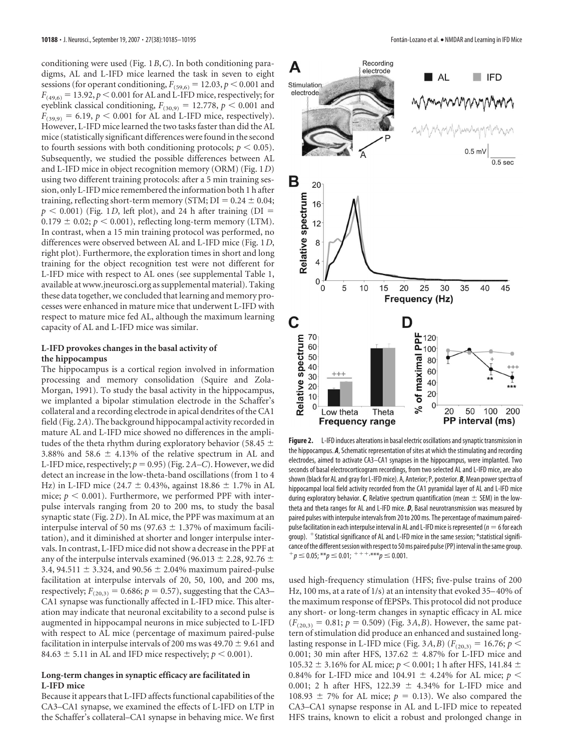conditioning were used (Fig. 1*B*,*C*). In both conditioning paradigms, AL and L-IFD mice learned the task in seven to eight sessions (for operant conditioning, $F_{(59,6)} = 12.03$, $p < 0.001$ and $F_{(49,6)} = 13.92$, $p < 0.001$ for AL and L-IFD mice, respectively; for eyeblink classical conditioning, $F_{(30,9)} = 12.778$, $p < 0.001$ and $F_{(39,9)} = 6.19$, $p < 0.001$ for AL and L-IFD mice, respectively). However, L-IFD mice learned the two tasks faster than did the AL mice (statistically significant differences were found in the second to fourth sessions with both conditioning protocols; $p < 0.05$). Subsequently, we studied the possible differences between AL and L-IFD mice in object recognition memory (ORM) (Fig. 1*D*) using two different training protocols: after a 5 min training session, only L-IFD mice remembered the information both 1 h after training, reflecting short-term memory (STM; DI = 0.24 ± 0.04; $p < 0.001$) (Fig. 1*D*, left plot), and 24 h after training (DI = 0.179 ± 0.02; $p < 0.001$), reflecting long-term memory (LTM). In contrast, when a 15 min training protocol was performed, no differences were observed between AL and L-IFD mice (Fig. 1*D*, right plot). Furthermore, the exploration times in short and long training for the object recognition test were not different for L-IFD mice with respect to AL ones (see supplemental Table 1, available at www.jneurosci.org as supplemental material). Taking these data together, we concluded that learning and memory processes were enhanced in mature mice that underwent L-IFD with respect to mature mice fed AL, although the maximum learning capacity of AL and L-IFD mice was similar.

### L-IFD provokes changes in the basal activity of the hippocampus

The hippocampus is a cortical region involved in information processing and memory consolidation (Squire and Zola-Morgan, 1991). To study the basal activity in the hippocampus, we implanted a bipolar stimulation electrode in the Schaffer's collateral and a recording electrode in apical dendrites of the CA1 field (Fig. 2*A*). The background hippocampal activity recorded in mature AL and L-IFD mice showed no differences in the amplitudes of the theta rhythm during exploratory behavior (58.45 ± 3.88% and 58.6 ± 4.13% of the relative spectrum in AL and L-IFD mice, respectively; $p = 0.95$) (Fig. 2*A*–*C*). However, we did detect an increase in the low-theta-band oscillations (from 1 to 4 Hz) in L-IFD mice (24.7 ± 0.43%, against 18.86 ± 1.7% in AL mice; $p < 0.001$). Furthermore, we performed PPF with interpulse intervals ranging from 20 to 200 ms, to study the basal synaptic state (Fig. 2*D*). In AL mice, the PPF was maximum at an interpulse interval of 50 ms (97.63 ± 1.37% of maximum facilitation), and it diminished at shorter and longer interpulse intervals. In contrast, L-IFD mice did not show a decrease in the PPF at any of the interpulse intervals examined (96.013 ± 2.28, 92.76 ± 3.4, 94.511 ± 3.324, and 90.56 ± 2.04% maximum paired-pulse facilitation at interpulse intervals of 20, 50, 100, and 200 ms, respectively; $F_{(20,3)} = 0.686$; $p = 0.57$), suggesting that the CA3–CA1 synapse was functionally affected in L-IFD mice. This alteration may indicate that neuronal excitability to a second pulse is augmented in hippocampal neurons in mice subjected to L-IFD with respect to AL mice (percentage of maximum paired-pulse facilitation in interpulse intervals of 200 ms was 49.70 ± 9.61 and 84.63 ± 5.11 in AL and IFD mice respectively; $p < 0.001$).

### Long-term changes in synaptic efficacy are facilitated in L-IFD mice

Because it appears that L-IFD affects functional capabilities of the CA3–CA1 synapse, we examined the effects of L-IFD on LTP in the Schaffer's collateral–CA1 synapse in behaving mice. We first used high-frequency stimulation (HFS; five-pulse trains of 200 Hz, 100 ms, at a rate of 1/s) at an intensity that evoked 35–40% of the maximum response of fEPSPs. This protocol did not produce any short- or long-term changes in synaptic efficacy in AL mice ($F_{(20,3)} = 0.81$; $p = 0.509$) (Fig. 3*A*,*B*). However, the same pattern of stimulation did produce an enhanced and sustained long-lasting response in L-IFD mice (Fig. 3*A*,*B*) ($F_{(20,3)} = 16.76$; $p < 0.001$; 30 min after HFS, 137.62 ± 4.87% for L-IFD mice and 105.32 ± 3.16% for AL mice; $p < 0.001$; 1 h after HFS, 141.84 ± 0.84% for L-IFD mice and 104.91 ± 4.24% for AL mice; $p < 0.001$; 2 h after HFS, 122.39 ± 4.34% for L-IFD mice and 108.93 ± 7% for AL mice; $p = 0.13$). We also compared the CA3–CA1 synapse response in AL and L-IFD mice to repeated HFS trains, known to elicit a robust and prolonged change in

**Figure 2.** L-IFD induces alterations in basal electric oscillations and synaptic transmission in the hippocampus. ***A***, Schematic representation of sites at which the stimulating and recording electrodes, aimed to activate CA3–CA1 synapses in the hippocampus, were implanted. Two seconds of basal electrocorticogram recordings, from two selected AL and L-IFD mice, are also shown (black for AL and gray for L-IFD mice). A, Anterior; P, posterior. ***B***, Mean power spectra of hippocampal local field activity recorded from the CA1 pyramidal layer of AL and L-IFD mice during exploratory behavior. ***C***, Relative spectrum quantification (mean ± SEM) in the low-theta and theta ranges for AL and L-IFD mice. ***D***, Basal neurotransmission was measured by paired pulses with interpulse intervals from 20 to 200 ms. The percentage of maximum paired-pulse facilitation in each interpulse interval in AL and L-IFD mice is represented ($n = 6$ for each group). + Statistical significance of AL and L-IFD mice in the same session; *statistical significance of the different session with respect to 50 ms paired pulse (PP) interval in the same group. +$p \leq 0.05$; **$p \leq 0.01$; +++,***$p \leq 0.001$.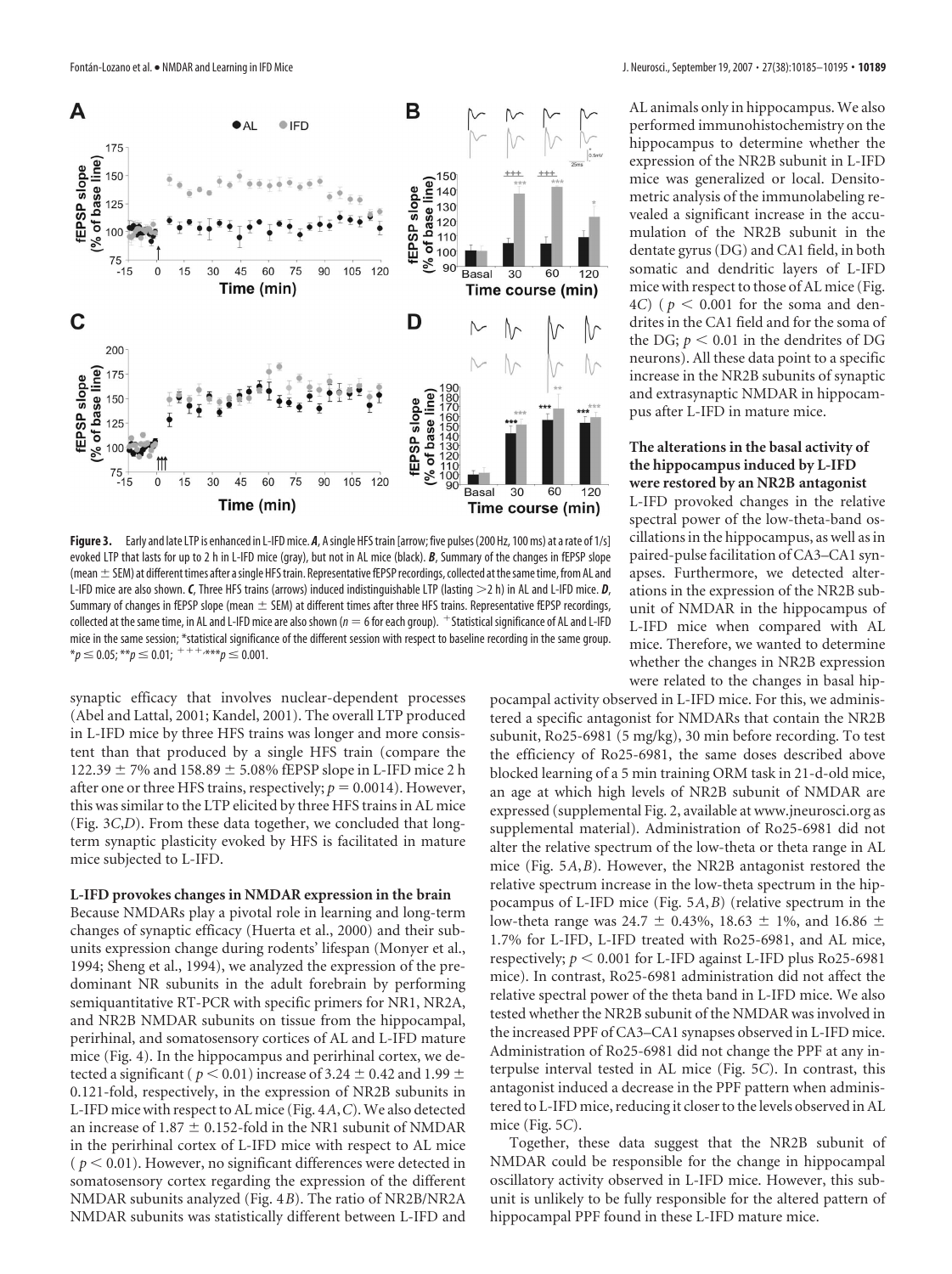**Figure 3.** Early and late LTP is enhanced in L-IFD mice. ***A***, A single HFS train [arrow; five pulses (200 Hz, 100 ms) at a rate of 1/s] evoked LTP that lasts for up to 2 h in L-IFD mice (gray), but not in AL mice (black). ***B***, Summary of the changes in fEPSP slope (mean ± SEM) at different times after a single HFS train. Representative fEPSP recordings, collected at the same time, from AL and L-IFD mice are also shown. ***C***, Three HFS trains (arrows) induced indistinguishable LTP (lasting >2 h) in AL and L-IFD mice. ***D***, Summary of changes in fEPSP slope (mean ± SEM) at different times after three HFS trains. Representative fEPSP recordings, collected at the same time, in AL and L-IFD mice are also shown ($n = 6$ for each group). $^{+}$Statistical significance of AL and L-IFD mice in the same session; *statistical significance of the different session with respect to baseline recording in the same group. *$p \leq 0.05$; **$p \leq 0.01$; $^{+++}$,***$p \leq 0.001$.

synaptic efficacy that involves nuclear-dependent processes (Abel and Lattal, 2001; Kandel, 2001). The overall LTP produced in L-IFD mice by three HFS trains was longer and more consistent than that produced by a single HFS train (compare the 122.39 ± 7% and 158.89 ± 5.08% fEPSP slope in L-IFD mice 2 h after one or three HFS trains, respectively; $p = 0.0014$). However, this was similar to the LTP elicited by three HFS trains in AL mice (Fig. 3*C*,*D*). From these data together, we concluded that long-term synaptic plasticity evoked by HFS is facilitated in mature mice subjected to L-IFD.

### L-IFD provokes changes in NMDAR expression in the brain

Because NMDARs play a pivotal role in learning and long-term changes of synaptic efficacy (Huerta et al., 2000) and their subunits expression change during rodents' lifespan (Monyer et al., 1994; Sheng et al., 1994), we analyzed the expression of the predominant NR subunits in the adult forebrain by performing semiquantitative RT-PCR with specific primers for NR1, NR2A, and NR2B NMDAR subunits on tissue from the hippocampal, perirhinal, and somatosensory cortices of AL and L-IFD mature mice (Fig. 4). In the hippocampus and perirhinal cortex, we detected a significant ($p < 0.01$) increase of 3.24 ± 0.42 and 1.99 ± 0.121-fold, respectively, in the expression of NR2B subunits in L-IFD mice with respect to AL mice (Fig. 4*A*,*C*). We also detected an increase of 1.87 ± 0.152-fold in the NR1 subunit of NMDAR in the perirhinal cortex of L-IFD mice with respect to AL mice ($p < 0.01$). However, no significant differences were detected in somatosensory cortex regarding the expression of the different NMDAR subunits analyzed (Fig. 4*B*). The ratio of NR2B/NR2A NMDAR subunits was statistically different between L-IFD and AL animals only in hippocampus. We also performed immunohistochemistry on the hippocampus to determine whether the expression of the NR2B subunit in L-IFD mice was generalized or local. Densitometric analysis of the immunolabeling revealed a significant increase in the accumulation of the NR2B subunit in the dentate gyrus (DG) and CA1 field, in both somatic and dendritic layers of L-IFD mice with respect to those of AL mice (Fig. 4*C*) ($p < 0.001$ for the soma and dendrites in the CA1 field and for the soma of the DG; $p < 0.01$ in the dendrites of DG neurons). All these data point to a specific increase in the NR2B subunits of synaptic and extrasynaptic NMDAR in hippocampus after L-IFD in mature mice.

### The alterations in the basal activity of the hippocampus induced by L-IFD were restored by an NR2B antagonist

L-IFD provoked changes in the relative spectral power of the low-theta-band oscillations in the hippocampus, as well as in paired-pulse facilitation of CA3–CA1 synapses. Furthermore, we detected alterations in the expression of the NR2B subunit of NMDAR in the hippocampus of L-IFD mice when compared with AL mice. Therefore, we wanted to determine whether the changes in NR2B expression were related to the changes in basal hippocampal activity observed in L-IFD mice. For this, we administered a specific antagonist for NMDARs that contain the NR2B subunit, Ro25-6981 (5 mg/kg), 30 min before recording. To test the efficiency of Ro25-6981, the same doses described above blocked learning of a 5 min training ORM task in 21-d-old mice, an age at which high levels of NR2B subunit of NMDAR are expressed (supplemental Fig. 2, available at www.jneurosci.org as supplemental material). Administration of Ro25-6981 did not alter the relative spectrum of the low-theta or theta range in AL mice (Fig. 5*A*,*B*). However, the NR2B antagonist restored the relative spectrum increase in the low-theta spectrum in the hippocampus of L-IFD mice (Fig. 5*A*,*B*) (relative spectrum in the low-theta range was 24.7 ± 0.43%, 18.63 ± 1%, and 16.86 ± 1.7% for L-IFD, L-IFD treated with Ro25-6981, and AL mice, respectively; $p < 0.001$ for L-IFD against L-IFD plus Ro25-6981 mice). In contrast, Ro25-6981 administration did not affect the relative spectral power of the theta band in L-IFD mice. We also tested whether the NR2B subunit of the NMDAR was involved in the increased PPF of CA3–CA1 synapses observed in L-IFD mice. Administration of Ro25-6981 did not change the PPF at any interpulse interval tested in AL mice (Fig. 5*C*). In contrast, this antagonist induced a decrease in the PPF pattern when administered to L-IFD mice, reducing it closer to the levels observed in AL mice (Fig. 5*C*).

Together, these data suggest that the NR2B subunit of NMDAR could be responsible for the change in hippocampal oscillatory activity observed in L-IFD mice. However, this subunit is unlikely to be fully responsible for the altered pattern of hippocampal PPF found in these L-IFD mature mice.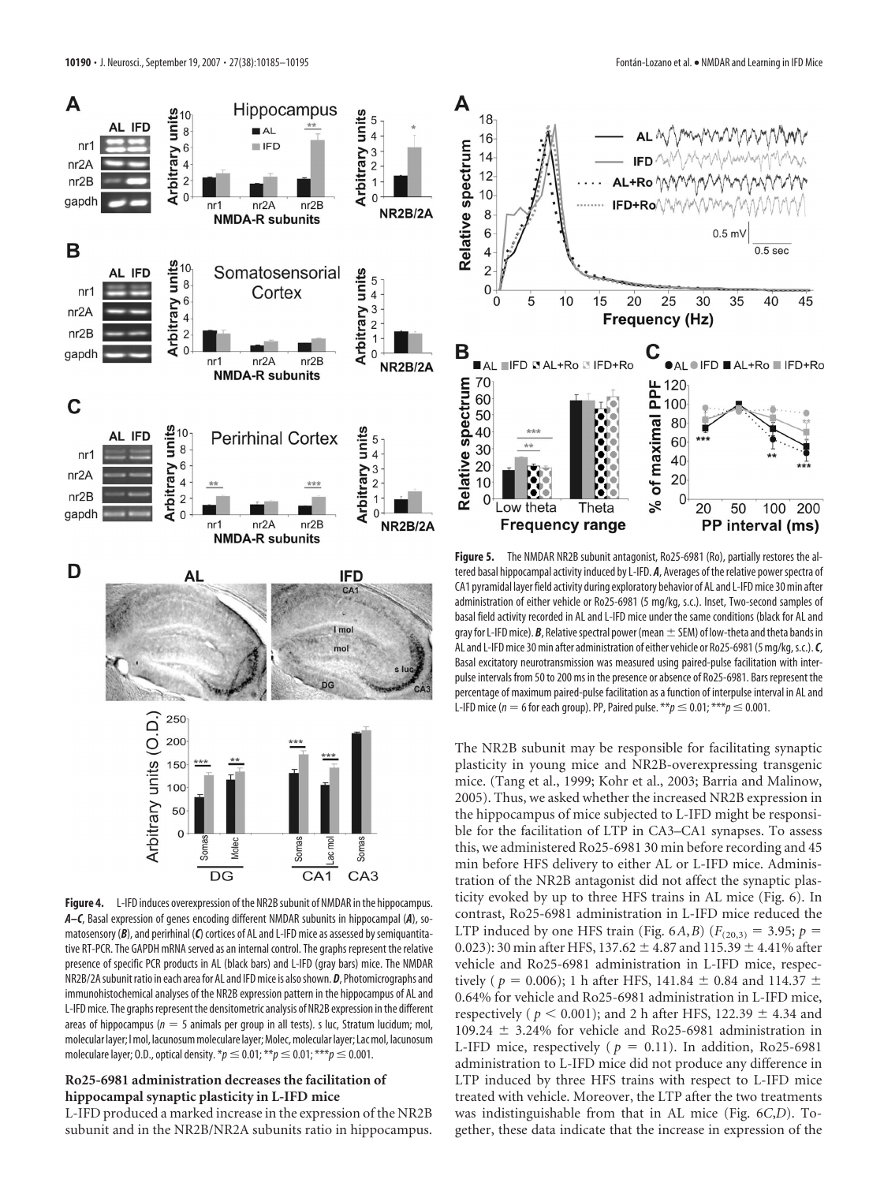**Figure 4.** L-IFD induces overexpression of the NR2B subunit of NMDAR in the hippocampus. ***A–C***, Basal expression of genes encoding different NMDAR subunits in hippocampal (***A***), somatosensory (***B***), and perirhinal (***C***) cortices of AL and L-IFD mice as assessed by semiquantitative RT-PCR. The GAPDH mRNA served as an internal control. The graphs represent the relative presence of specific PCR products in AL (black bars) and L-IFD (gray bars) mice. The NMDAR NR2B/2A subunit ratio in each area for AL and IFD mice is also shown. ***D***, Photomicrographs and immunohistochemical analyses of the NR2B expression pattern in the hippocampus of AL and L-IFD mice. The graphs represent the densitometric analysis of NR2B expression in the different areas of hippocampus ($n = 5$ animals per group in all tests). s luc, Stratum lucidum; mol, molecular layer; l mol, lacunosum moleculare layer; Molec, molecular layer; Lac mol, lacunosum moleculare layer; O.D., optical density. $^{*}p \leq 0.01$; $^{**}p \leq 0.01$; $^{***}p \leq 0.001$.

**Figure 5.** The NMDAR NR2B subunit antagonist, Ro25-6981 (Ro), partially restores the altered basal hippocampal activity induced by L-IFD. ***A***, Averages of the relative power spectra of CA1 pyramidal layer field activity during exploratory behavior of AL and L-IFD mice 30 min after administration of either vehicle or Ro25-6981 (5 mg/kg, s.c.). Inset, Two-second samples of basal field activity recorded in AL and L-IFD mice under the same conditions (black for AL and gray for L-IFD mice). ***B***, Relative spectral power (mean ± SEM) of low-theta and theta bands in AL and L-IFD mice 30 min after administration of either vehicle or Ro25-6981 (5 mg/kg, s.c.). ***C***, Basal excitatory neurotransmission was measured using paired-pulse facilitation with interpulse intervals from 50 to 200 ms in the presence or absence of Ro25-6981. Bars represent the percentage of maximum paired-pulse facilitation as a function of interpulse interval in AL and L-IFD mice ($n = 6$ for each group). PP, Paired pulse. $^{**}p \leq 0.01$; $^{***}p \leq 0.001$.

### Ro25-6981 administration decreases the facilitation of hippocampal synaptic plasticity in L-IFD mice

L-IFD produced a marked increase in the expression of the NR2B subunit and in the NR2B/NR2A subunits ratio in hippocampus. The NR2B subunit may be responsible for facilitating synaptic plasticity in young mice and NR2B-overexpressing transgenic mice. (Tang et al., 1999; Kohr et al., 2003; Barria and Malinow, 2005). Thus, we asked whether the increased NR2B expression in the hippocampus of mice subjected to L-IFD might be responsible for the facilitation of LTP in CA3–CA1 synapses. To assess this, we administered Ro25-6981 30 min before recording and 45 min before HFS delivery to either AL or L-IFD mice. Administration of the NR2B antagonist did not affect the synaptic plasticity evoked by up to three HFS trains in AL mice (Fig. 6). In contrast, Ro25-6981 administration in L-IFD mice reduced the LTP induced by one HFS train (Fig. 6*A*,*B*) ($F_{(20,3)} = 3.95$; $p = 0.023$): 30 min after HFS, 137.62 ± 4.87 and 115.39 ± 4.41% after vehicle and Ro25-6981 administration in L-IFD mice, respectively ($p = 0.006$); 1 h after HFS, 141.84 ± 0.84 and 114.37 ± 0.64% for vehicle and Ro25-6981 administration in L-IFD mice, respectively ($p < 0.001$); and 2 h after HFS, 122.39 ± 4.34 and 109.24 ± 3.24% for vehicle and Ro25-6981 administration in L-IFD mice, respectively ($p = 0.11$). In addition, Ro25-6981 administration to L-IFD mice did not produce any difference in LTP induced by three HFS trains with respect to L-IFD mice treated with vehicle. Moreover, the LTP after the two treatments was indistinguishable from that in AL mice (Fig. 6*C*,*D*). Together, these data indicate that the increase in expression of the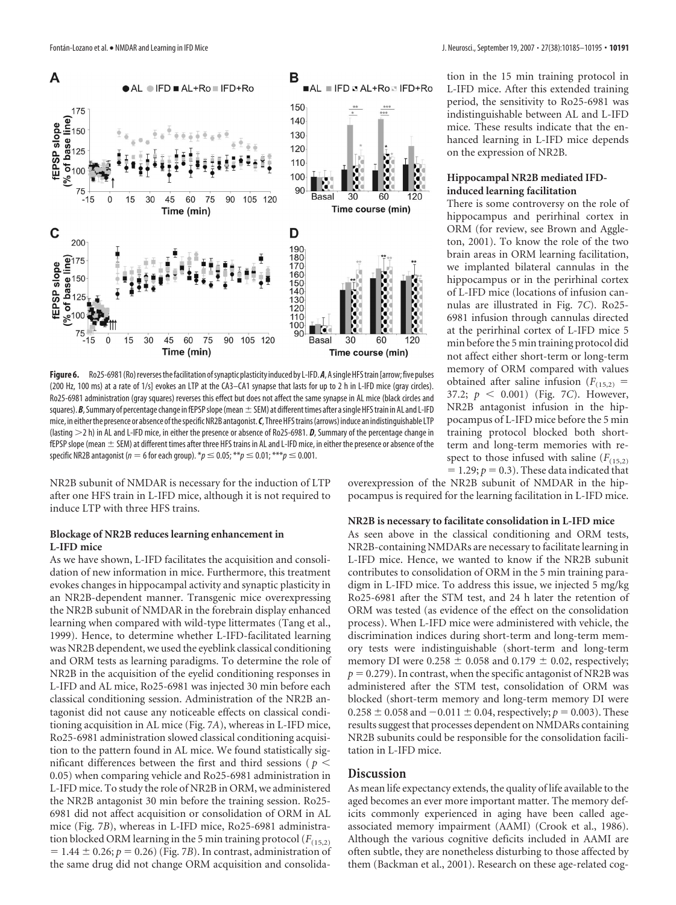**Figure 6.** Ro25-6981 (Ro) reverses the facilitation of synaptic plasticity induced by L-IFD. ***A***, A single HFS train [arrow; five pulses (200 Hz, 100 ms) at a rate of 1/s] evokes an LTP at the CA3–CA1 synapse that lasts for up to 2 h in L-IFD mice (gray circles). Ro25-6981 administration (gray squares) reverses this effect but does not affect the same synapse in AL mice (black circles and squares). ***B***, Summary of percentage change in fEPSP slope (mean ± SEM) at different times after a single HFS train in AL and L-IFD mice, in either the presence or absence of the specific NR2B antagonist. ***C***, Three HFS trains (arrows) induce an indistinguishable LTP (lasting >2 h) in AL and L-IFD mice, in either the presence or absence of Ro25-6981. ***D***, Summary of the percentage change in fEPSP slope (mean ± SEM) at different times after three HFS trains in AL and L-IFD mice, in either the presence or absence of the specific NR2B antagonist ($n = 6$ for each group). *$p \leq 0.05$; **$p \leq 0.01$; ***$p \leq 0.001$.

NR2B subunit of NMDAR is necessary for the induction of LTP after one HFS train in L-IFD mice, although it is not required to induce LTP with three HFS trains.

### Blockage of NR2B reduces learning enhancement in L-IFD mice

As we have shown, L-IFD facilitates the acquisition and consolidation of new information in mice. Furthermore, this treatment evokes changes in hippocampal activity and synaptic plasticity in an NR2B-dependent manner. Transgenic mice overexpressing the NR2B subunit of NMDAR in the forebrain display enhanced learning when compared with wild-type littermates (Tang et al., 1999). Hence, to determine whether L-IFD-facilitated learning was NR2B dependent, we used the eyeblink classical conditioning and ORM tests as learning paradigms. To determine the role of NR2B in the acquisition of the eyelid conditioning responses in L-IFD and AL mice, Ro25-6981 was injected 30 min before each classical conditioning session. Administration of the NR2B antagonist did not cause any noticeable effects on classical conditioning acquisition in AL mice (Fig. 7*A*), whereas in L-IFD mice, Ro25-6981 administration slowed classical conditioning acquisition to the pattern found in AL mice. We found statistically significant differences between the first and third sessions ($p < 0.05$) when comparing vehicle and Ro25-6981 administration in L-IFD mice. To study the role of NR2B in ORM, we administered the NR2B antagonist 30 min before the training session. Ro25-6981 did not affect acquisition or consolidation of ORM in AL mice (Fig. 7*B*), whereas in L-IFD mice, Ro25-6981 administration blocked ORM learning in the 5 min training protocol ($F_{(15,2)} = 1.44 \pm 0.26$; $p = 0.26$) (Fig. 7*B*). In contrast, administration of the same drug did not change ORM acquisition and consolidation in the 15 min training protocol in L-IFD mice. After this extended training period, the sensitivity to Ro25-6981 was indistinguishable between AL and L-IFD mice. These results indicate that the enhanced learning in L-IFD mice depends on the expression of NR2B.

### Hippocampal NR2B mediated IFD-induced learning facilitation

There is some controversy on the role of hippocampus and perirhinal cortex in ORM (for review, see Brown and Aggleton, 2001). To know the role of the two brain areas in ORM learning facilitation, we implanted bilateral cannulas in the hippocampus or in the perirhinal cortex of L-IFD mice (locations of infusion cannulas are illustrated in Fig. 7*C*). Ro25-6981 infusion through cannulas directed at the perirhinal cortex of L-IFD mice 5 min before the 5 min training protocol did not affect either short-term or long-term memory of ORM compared with values obtained after saline infusion ($F_{(15,2)} = 37.2$; $p < 0.001$) (Fig. 7*C*). However, NR2B antagonist infusion in the hippocampus of L-IFD mice before the 5 min training protocol blocked both short-term and long-term memories with respect to those infused with saline ($F_{(15,2)} = 1.29$; $p = 0.3$). These data indicated that overexpression of the NR2B subunit of NMDAR in the hippocampus is required for the learning facilitation in L-IFD mice.

### NR2B is necessary to facilitate consolidation in L-IFD mice

As seen above in the classical conditioning and ORM tests, NR2B-containing NMDARs are necessary to facilitate learning in L-IFD mice. Hence, we wanted to know if the NR2B subunit contributes to consolidation of ORM in the 5 min training paradigm in L-IFD mice. To address this issue, we injected 5 mg/kg Ro25-6981 after the STM test, and 24 h later the retention of ORM was tested (as evidence of the effect on the consolidation process). When L-IFD mice were administered with vehicle, the discrimination indices during short-term and long-term memory tests were indistinguishable (short-term and long-term memory DI were $0.258 \pm 0.058$ and $0.179 \pm 0.02$, respectively; $p = 0.279$). In contrast, when the specific antagonist of NR2B was administered after the STM test, consolidation of ORM was blocked (short-term memory and long-term memory DI were $0.258 \pm 0.058$ and $-0.011 \pm 0.04$, respectively; $p = 0.003$). These results suggest that processes dependent on NMDARs containing NR2B subunits could be responsible for the consolidation facilitation in L-IFD mice.

## Discussion

As mean life expectancy extends, the quality of life available to the aged becomes an ever more important matter. The memory deficits commonly experienced in aging have been called age-associated memory impairment (AAMI) (Crook et al., 1986). Although the various cognitive deficits included in AAMI are often subtle, they are nonetheless disturbing to those affected by them (Backman et al., 2001). Research on these age-related cog-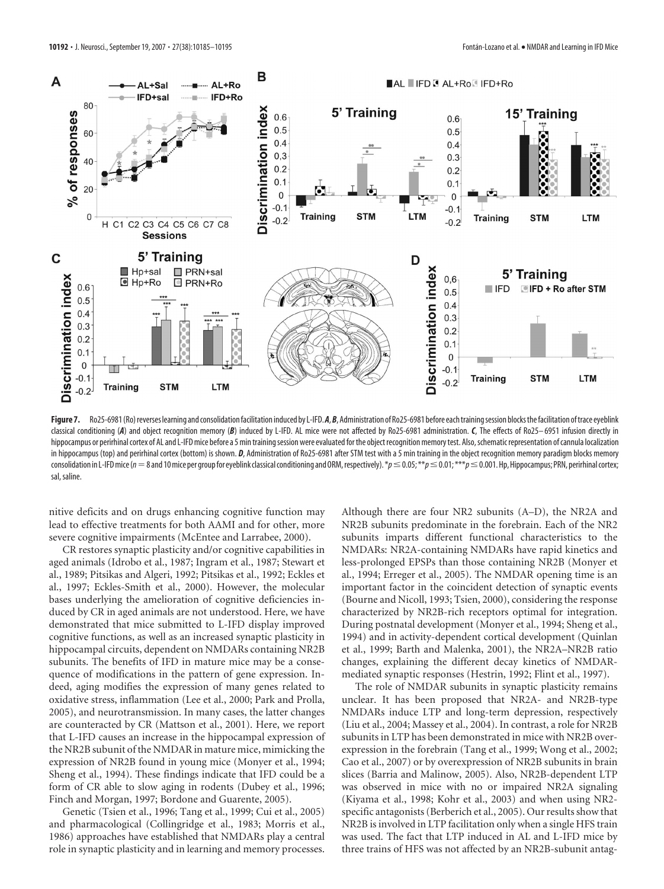**Figure 7.** Ro25-6981 (Ro) reverses learning and consolidation facilitation induced by L-IFD. ***A***, ***B***, Administration of Ro25-6981 before each training session blocks the facilitation of trace eyeblink classical conditioning (***A***) and object recognition memory (***B***) induced by L-IFD. AL mice were not affected by Ro25-6981 administration. ***C***, The effects of Ro25–6951 infusion directly in hippocampus or perirhinal cortex of AL and L-IFD mice before a 5 min training session were evaluated for the object recognition memory test. Also, schematic representation of cannula localization in hippocampus (top) and perirhinal cortex (bottom) is shown. ***D***, Administration of Ro25-6981 after STM test with a 5 min training in the object recognition memory paradigm blocks memory consolidation in L-IFD mice ($n = 8$ and 10 mice per group for eyeblink classical conditioning and ORM, respectively). $*p \leq 0.05$; $**p \leq 0.01$; $***p \leq 0.001$. Hp, Hippocampus; PRN, perirhinal cortex; sal, saline.

nitive deficits and on drugs enhancing cognitive function may lead to effective treatments for both AAMI and for other, more severe cognitive impairments (McEntee and Larrabee, 2000).

CR restores synaptic plasticity and/or cognitive capabilities in aged animals (Idrobo et al., 1987; Ingram et al., 1987; Stewart et al., 1989; Pitsikas and Algeri, 1992; Pitsikas et al., 1992; Eckles et al., 1997; Eckles-Smith et al., 2000). However, the molecular bases underlying the amelioration of cognitive deficiencies induced by CR in aged animals are not understood. Here, we have demonstrated that mice submitted to L-IFD display improved cognitive functions, as well as an increased synaptic plasticity in hippocampal circuits, dependent on NMDARs containing NR2B subunits. The benefits of IFD in mature mice may be a consequence of modifications in the pattern of gene expression. Indeed, aging modifies the expression of many genes related to oxidative stress, inflammation (Lee et al., 2000; Park and Prolla, 2005), and neurotransmission. In many cases, the latter changes are counteracted by CR (Mattson et al., 2001). Here, we report that L-IFD causes an increase in the hippocampal expression of the NR2B subunit of the NMDAR in mature mice, mimicking the expression of NR2B found in young mice (Monyer et al., 1994; Sheng et al., 1994). These findings indicate that IFD could be a form of CR able to slow aging in rodents (Dubey et al., 1996; Finch and Morgan, 1997; Bordone and Guarente, 2005).

Genetic (Tsien et al., 1996; Tang et al., 1999; Cui et al., 2005) and pharmacological (Collingridge et al., 1983; Morris et al., 1986) approaches have established that NMDARs play a central role in synaptic plasticity and in learning and memory processes. Although there are four NR2 subunits (A–D), the NR2A and NR2B subunits predominate in the forebrain. Each of the NR2 subunits imparts different functional characteristics to the NMDARs: NR2A-containing NMDARs have rapid kinetics and less-prolonged EPSPs than those containing NR2B (Monyer et al., 1994; Erreger et al., 2005). The NMDAR opening time is an important factor in the coincident detection of synaptic events (Bourne and Nicoll, 1993; Tsien, 2000), considering the response characterized by NR2B-rich receptors optimal for integration. During postnatal development (Monyer et al., 1994; Sheng et al., 1994) and in activity-dependent cortical development (Quinlan et al., 1999; Barth and Malenka, 2001), the NR2A–NR2B ratio changes, explaining the different decay kinetics of NMDAR-mediated synaptic responses (Hestrin, 1992; Flint et al., 1997).

The role of NMDAR subunits in synaptic plasticity remains unclear. It has been proposed that NR2A- and NR2B-type NMDARs induce LTP and long-term depression, respectively (Liu et al., 2004; Massey et al., 2004). In contrast, a role for NR2B subunits in LTP has been demonstrated in mice with NR2B overexpression in the forebrain (Tang et al., 1999; Wong et al., 2002; Cao et al., 2007) or by overexpression of NR2B subunits in brain slices (Barria and Malinow, 2005). Also, NR2B-dependent LTP was observed in mice with no or impaired NR2A signaling (Kiyama et al., 1998; Kohr et al., 2003) and when using NR2-specific antagonists (Berberich et al., 2005). Our results show that NR2B is involved in LTP facilitation only when a single HFS train was used. The fact that LTP induced in AL and L-IFD mice by three trains of HFS was not affected by an NR2B-subunit antag-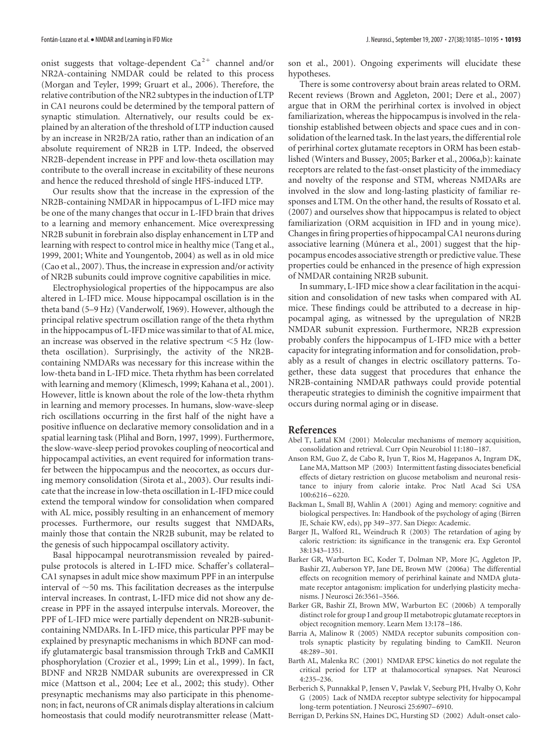onist suggests that voltage-dependent $Ca^{2+}$ channel and/or NR2A-containing NMDAR could be related to this process (Morgan and Teyler, 1999; Gruart et al., 2006). Therefore, the relative contribution of the NR2 subtypes in the induction of LTP in CA1 neurons could be determined by the temporal pattern of synaptic stimulation. Alternatively, our results could be explained by an alteration of the threshold of LTP induction caused by an increase in NR2B/2A ratio, rather than an indication of an absolute requirement of NR2B in LTP. Indeed, the observed NR2B-dependent increase in PPF and low-theta oscillation may contribute to the overall increase in excitability of these neurons and hence the reduced threshold of single HFS-induced LTP.

Our results show that the increase in the expression of the NR2B-containing NMDAR in hippocampus of L-IFD mice may be one of the many changes that occur in L-IFD brain that drives to a learning and memory enhancement. Mice overexpressing NR2B subunit in forebrain also display enhancement in LTP and learning with respect to control mice in healthy mice (Tang et al., 1999, 2001; White and Youngentob, 2004) as well as in old mice (Cao et al., 2007). Thus, the increase in expression and/or activity of NR2B subunits could improve cognitive capabilities in mice.

Electrophysiological properties of the hippocampus are also altered in L-IFD mice. Mouse hippocampal oscillation is in the theta band (5–9 Hz) (Vanderwolf, 1969). However, although the principal relative spectrum oscillation range of the theta rhythm in the hippocampus of L-IFD mice was similar to that of AL mice, an increase was observed in the relative spectrum <5 Hz (low-theta oscillation). Surprisingly, the activity of the NR2B-containing NMDARs was necessary for this increase within the low-theta band in L-IFD mice. Theta rhythm has been correlated with learning and memory (Klimesch, 1999; Kahana et al., 2001). However, little is known about the role of the low-theta rhythm in learning and memory processes. In humans, slow-wave-sleep rich oscillations occurring in the first half of the night have a positive influence on declarative memory consolidation and in a spatial learning task (Plihal and Born, 1997, 1999). Furthermore, the slow-wave-sleep period provokes coupling of neocortical and hippocampal activities, an event required for information transfer between the hippocampus and the neocortex, as occurs during memory consolidation (Sirota et al., 2003). Our results indicate that the increase in low-theta oscillation in L-IFD mice could extend the temporal window for consolidation when compared with AL mice, possibly resulting in an enhancement of memory processes. Furthermore, our results suggest that NMDARs, mainly those that contain the NR2B subunit, may be related to the genesis of such hippocampal oscillatory activity.

Basal hippocampal neurotransmission revealed by paired-pulse protocols is altered in L-IFD mice. Schaffer's collateral–CA1 synapses in adult mice show maximum PPF in an interpulse interval of ~50 ms. This facilitation decreases as the interpulse interval increases. In contrast, L-IFD mice did not show any decrease in PPF in the assayed interpulse intervals. Moreover, the PPF of L-IFD mice were partially dependent on NR2B-subunit-containing NMDARs. In L-IFD mice, this particular PPF may be explained by presynaptic mechanisms in which BDNF can modify glutamatergic basal transmission through TrkB and CaMKII phosphorylation (Crozier et al., 1999; Lin et al., 1999). In fact, BDNF and NR2B NMDAR subunits are overexpressed in CR mice (Mattson et al., 2004; Lee et al., 2002; this study). Other presynaptic mechanisms may also participate in this phenomenon; in fact, neurons of CR animals display alterations in calcium homeostasis that could modify neurotransmitter release (Mattson et al., 2001). Ongoing experiments will elucidate these hypotheses.

There is some controversy about brain areas related to ORM. Recent reviews (Brown and Aggleton, 2001; Dere et al., 2007) argue that in ORM the perirhinal cortex is involved in object familiarization, whereas the hippocampus is involved in the relationship established between objects and space cues and in consolidation of the learned task. In the last years, the differential role of perirhinal cortex glutamate receptors in ORM has been established (Winters and Bussey, 2005; Barker et al., 2006a,b): kainate receptors are related to the fast-onset plasticity of the immediacy and novelty of the response and STM, whereas NMDARs are involved in the slow and long-lasting plasticity of familiar responses and LTM. On the other hand, the results of Rossato et al. (2007) and ourselves show that hippocampus is related to object familiarization (ORM acquisition in IFD and in young mice). Changes in firing properties of hippocampal CA1 neurons during associative learning (Múnera et al., 2001) suggest that the hippocampus encodes associative strength or predictive value. These properties could be enhanced in the presence of high expression of NMDAR containing NR2B subunit.

In summary, L-IFD mice show a clear facilitation in the acquisition and consolidation of new tasks when compared with AL mice. These findings could be attributed to a decrease in hippocampal aging, as witnessed by the upregulation of NR2B NMDAR subunit expression. Furthermore, NR2B expression probably confers the hippocampus of L-IFD mice with a better capacity for integrating information and for consolidation, probably as a result of changes in electric oscillatory patterns. Together, these data suggest that procedures that enhance the NR2B-containing NMDAR pathways could provide potential therapeutic strategies to diminish the cognitive impairment that occurs during normal aging or in disease.

## References

Abel T, Lattal KM (2001) Molecular mechanisms of memory acquisition, consolidation and retrieval. Curr Opin Neurobiol 11:180–187.

Anson RM, Guo Z, de Cabo R, Iyun T, Rios M, Hagepanos A, Ingram DK, Lane MA, Mattson MP (2003) Intermittent fasting dissociates beneficial effects of dietary restriction on glucose metabolism and neuronal resistance to injury from calorie intake. Proc Natl Acad Sci USA 100:6216–6220.

Backman L, Small BJ, Wahlin A (2001) Aging and memory: cognitive and biological perspectives. In: Handbook of the psychology of aging (Birren JE, Schaie KW, eds), pp 349–377. San Diego: Academic.

Barger JL, Walford RL, Weindruch R (2003) The retardation of aging by caloric restriction: its significance in the transgenic era. Exp Gerontol 38:1343–1351.

Barker GR, Warburton EC, Koder T, Dolman NP, More JC, Aggleton JP, Bashir ZI, Auberson YP, Jane DE, Brown MW (2006a) The differential effects on recognition memory of perirhinal kainate and NMDA glutamate receptor antagonism: implication for underlying plasticity mechanisms. J Neurosci 26:3561–3566.

Barker GR, Bashir ZI, Brown MW, Warburton EC (2006b) A temporally distinct role for group I and group II metabotropic glutamate receptors in object recognition memory. Learn Mem 13:178–186.

Barria A, Malinow R (2005) NMDA receptor subunits composition controls synaptic plasticity by regulating binding to CamKII. Neuron 48:289–301.

Barth AL, Malenka RC (2001) NMDAR EPSC kinetics do not regulate the critical period for LTP at thalamocortical synapses. Nat Neurosci 4:235–236.

Berberich S, Punnakkal P, Jensen V, Pawlak V, Seeburg PH, Hvalby O, Kohr G (2005) Lack of NMDA receptor subtype selectivity for hippocampal long-term potentiation. J Neurosci 25:6907–6910.

Berrigan D, Perkins SN, Haines DC, Hursting SD (2002) Adult-onset calo-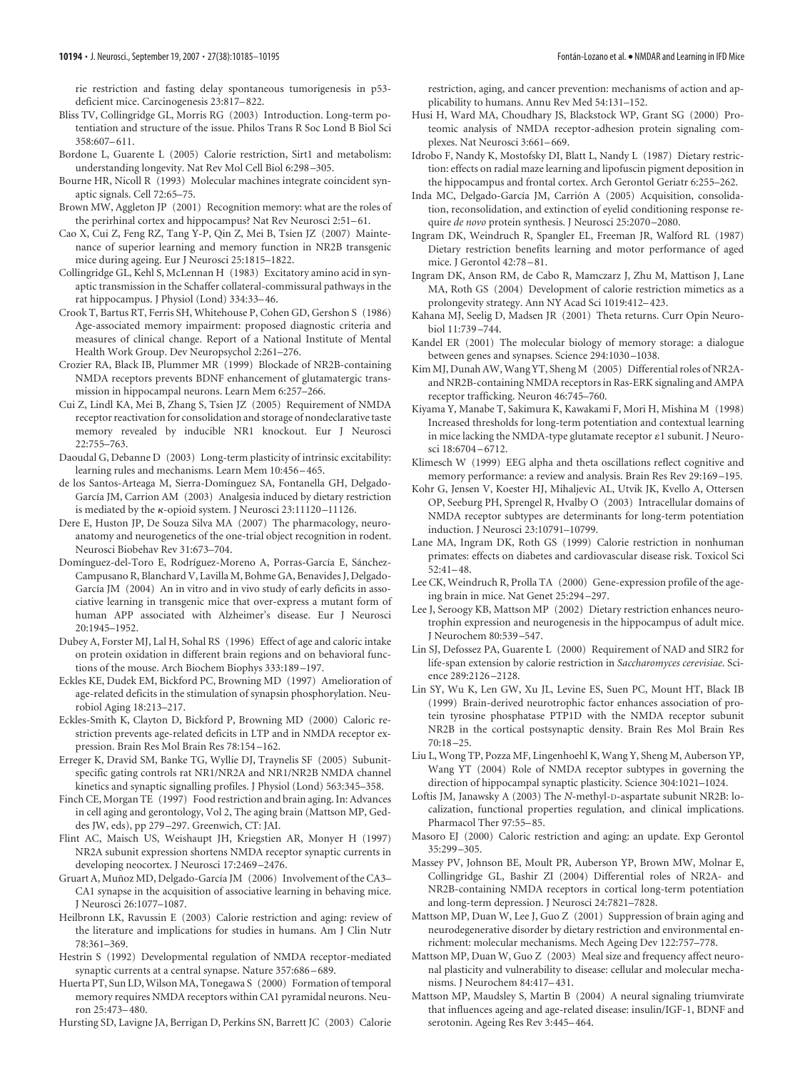rie restriction and fasting delay spontaneous tumorigenesis in p53-deficient mice. Carcinogenesis 23:817–822.

Bliss TV, Collingridge GL, Morris RG (2003) Introduction. Long-term potentiation and structure of the issue. Philos Trans R Soc Lond B Biol Sci 358:607–611.

Bordone L, Guarente L (2005) Calorie restriction, Sirt1 and metabolism: understanding longevity. Nat Rev Mol Cell Biol 6:298–305.

Bourne HR, Nicoll R (1993) Molecular machines integrate coincident synaptic signals. Cell 72:65–75.

Brown MW, Aggleton JP (2001) Recognition memory: what are the roles of the perirhinal cortex and hippocampus? Nat Rev Neurosci 2:51–61.

Cao X, Cui Z, Feng RZ, Tang Y-P, Qin Z, Mei B, Tsien JZ (2007) Maintenance of superior learning and memory function in NR2B transgenic mice during ageing. Eur J Neurosci 25:1815–1822.

Collingridge GL, Kehl S, McLennan H (1983) Excitatory amino acid in synaptic transmission in the Schaffer collateral-commissural pathways in the rat hippocampus. J Physiol (Lond) 334:33–46.

Crook T, Bartus RT, Ferris SH, Whitehouse P, Cohen GD, Gershon S (1986) Age-associated memory impairment: proposed diagnostic criteria and measures of clinical change. Report of a National Institute of Mental Health Work Group. Dev Neuropsychol 2:261–276.

Crozier RA, Black IB, Plummer MR (1999) Blockade of NR2B-containing NMDA receptors prevents BDNF enhancement of glutamatergic transmission in hippocampal neurons. Learn Mem 6:257–266.

Cui Z, Lindl KA, Mei B, Zhang S, Tsien JZ (2005) Requirement of NMDA receptor reactivation for consolidation and storage of nondeclarative taste memory revealed by inducible NR1 knockout. Eur J Neurosci 22:755–763.

Daoudal G, Debanne D (2003) Long-term plasticity of intrinsic excitability: learning rules and mechanisms. Learn Mem 10:456–465.

de los Santos-Arteaga M, Sierra-Domínguez SA, Fontanella GH, Delgado-García JM, Carrion AM (2003) Analgesia induced by dietary restriction is mediated by the κ-opioid system. J Neurosci 23:11120–11126.

Dere E, Huston JP, De Souza Silva MA (2007) The pharmacology, neuroanatomy and neurogenetics of the one-trial object recognition in rodent. Neurosci Biobehav Rev 31:673–704.

Domínguez-del-Toro E, Rodríguez-Moreno A, Porras-García E, Sánchez-Campusano R, Blanchard V, Lavilla M, Bohme GA, Benavides J, Delgado-García JM (2004) An in vitro and in vivo study of early deficits in associative learning in transgenic mice that over-express a mutant form of human APP associated with Alzheimer's disease. Eur J Neurosci 20:1945–1952.

Dubey A, Forster MJ, Lal H, Sohal RS (1996) Effect of age and caloric intake on protein oxidation in different brain regions and on behavioral functions of the mouse. Arch Biochem Biophys 333:189–197.

Eckles KE, Dudek EM, Bickford PC, Browning MD (1997) Amelioration of age-related deficits in the stimulation of synapsin phosphorylation. Neurobiol Aging 18:213–217.

Eckles-Smith K, Clayton D, Bickford P, Browning MD (2000) Caloric restriction prevents age-related deficits in LTP and in NMDA receptor expression. Brain Res Mol Brain Res 78:154–162.

Erreger K, Dravid SM, Banke TG, Wyllie DJ, Traynelis SF (2005) Subunit-specific gating controls rat NR1/NR2A and NR1/NR2B NMDA channel kinetics and synaptic signalling profiles. J Physiol (Lond) 563:345–358.

Finch CE, Morgan TE (1997) Food restriction and brain aging. In: Advances in cell aging and gerontology, Vol 2, The aging brain (Mattson MP, Geddes JW, eds), pp 279–297. Greenwich, CT: JAI.

Flint AC, Maisch US, Weishaupt JH, Kriegstien AR, Monyer H (1997) NR2A subunit expression shortens NMDA receptor synaptic currents in developing neocortex. J Neurosci 17:2469–2476.

Gruart A, Muñoz MD, Delgado-García JM (2006) Involvement of the CA3–CA1 synapse in the acquisition of associative learning in behaving mice. J Neurosci 26:1077–1087.

Heilbronn LK, Ravussin E (2003) Calorie restriction and aging: review of the literature and implications for studies in humans. Am J Clin Nutr 78:361–369.

Hestrin S (1992) Developmental regulation of NMDA receptor-mediated synaptic currents at a central synapse. Nature 357:686–689.

Huerta PT, Sun LD, Wilson MA, Tonegawa S (2000) Formation of temporal memory requires NMDA receptors within CA1 pyramidal neurons. Neuron 25:473–480.

Hursting SD, Lavigne JA, Berrigan D, Perkins SN, Barrett JC (2003) Calorie restriction, aging, and cancer prevention: mechanisms of action and applicability to humans. Annu Rev Med 54:131–152.

Husi H, Ward MA, Choudhary JS, Blackstock WP, Grant SG (2000) Proteomic analysis of NMDA receptor-adhesion protein signaling complexes. Nat Neurosci 3:661–669.

Idrobo F, Nandy K, Mostofsky DI, Blatt L, Nandy L (1987) Dietary restriction: effects on radial maze learning and lipofuscin pigment deposition in the hippocampus and frontal cortex. Arch Gerontol Geriatr 6:255–262.

Inda MC, Delgado-García JM, Carrión A (2005) Acquisition, consolidation, reconsolidation, and extinction of eyelid conditioning response require *de novo* protein synthesis. J Neurosci 25:2070–2080.

Ingram DK, Weindruch R, Spangler EL, Freeman JR, Walford RL (1987) Dietary restriction benefits learning and motor performance of aged mice. J Gerontol 42:78–81.

Ingram DK, Anson RM, de Cabo R, Mamczarz J, Zhu M, Mattison J, Lane MA, Roth GS (2004) Development of calorie restriction mimetics as a prolongevity strategy. Ann NY Acad Sci 1019:412–423.

Kahana MJ, Seelig D, Madsen JR (2001) Theta returns. Curr Opin Neurobiol 11:739–744.

Kandel ER (2001) The molecular biology of memory storage: a dialogue between genes and synapses. Science 294:1030–1038.

Kim MJ, Dunah AW, Wang YT, Sheng M (2005) Differential roles of NR2A- and NR2B-containing NMDA receptors in Ras-ERK signaling and AMPA receptor trafficking. Neuron 46:745–760.

Kiyama Y, Manabe T, Sakimura K, Kawakami F, Mori H, Mishina M (1998) Increased thresholds for long-term potentiation and contextual learning in mice lacking the NMDA-type glutamate receptor ε1 subunit. J Neurosci 18:6704–6712.

Klimesch W (1999) EEG alpha and theta oscillations reflect cognitive and memory performance: a review and analysis. Brain Res Rev 29:169–195.

Kohr G, Jensen V, Koester HJ, Mihaljevic AL, Utvik JK, Kvello A, Ottersen OP, Seeburg PH, Sprengel R, Hvalby O (2003) Intracellular domains of NMDA receptor subtypes are determinants for long-term potentiation induction. J Neurosci 23:10791–10799.

Lane MA, Ingram DK, Roth GS (1999) Calorie restriction in nonhuman primates: effects on diabetes and cardiovascular disease risk. Toxicol Sci 52:41–48.

Lee CK, Weindruch R, Prolla TA (2000) Gene-expression profile of the ageing brain in mice. Nat Genet 25:294–297.

Lee J, Seroogy KB, Mattson MP (2002) Dietary restriction enhances neurotrophin expression and neurogenesis in the hippocampus of adult mice. J Neurochem 80:539–547.

Lin SJ, Defossez PA, Guarente L (2000) Requirement of NAD and SIR2 for life-span extension by calorie restriction in *Saccharomyces cerevisiae*. Science 289:2126–2128.

Lin SY, Wu K, Len GW, Xu JL, Levine ES, Suen PC, Mount HT, Black IB (1999) Brain-derived neurotrophic factor enhances association of protein tyrosine phosphatase PTP1D with the NMDA receptor subunit NR2B in the cortical postsynaptic density. Brain Res Mol Brain Res 70:18–25.

Liu L, Wong TP, Pozza MF, Lingenhoehl K, Wang Y, Sheng M, Auberson YP, Wang YT (2004) Role of NMDA receptor subtypes in governing the direction of hippocampal synaptic plasticity. Science 304:1021–1024.

Loftis JM, Janawsky A (2003) The *N*-methyl-D-aspartate subunit NR2B: localization, functional properties regulation, and clinical implications. Pharmacol Ther 97:55–85.

Masoro EJ (2000) Caloric restriction and aging: an update. Exp Gerontol 35:299–305.

Massey PV, Johnson BE, Moult PR, Auberson YP, Brown MW, Molnar E, Collingridge GL, Bashir ZI (2004) Differential roles of NR2A- and NR2B-containing NMDA receptors in cortical long-term potentiation and long-term depression. J Neurosci 24:7821–7828.

Mattson MP, Duan W, Lee J, Guo Z (2001) Suppression of brain aging and neurodegenerative disorder by dietary restriction and environmental enrichment: molecular mechanisms. Mech Ageing Dev 122:757–778.

Mattson MP, Duan W, Guo Z (2003) Meal size and frequency affect neuronal plasticity and vulnerability to disease: cellular and molecular mechanisms. J Neurochem 84:417–431.

Mattson MP, Maudsley S, Martin B (2004) A neural signaling triumvirate that influences ageing and age-related disease: insulin/IGF-1, BDNF and serotonin. Ageing Res Rev 3:445–464.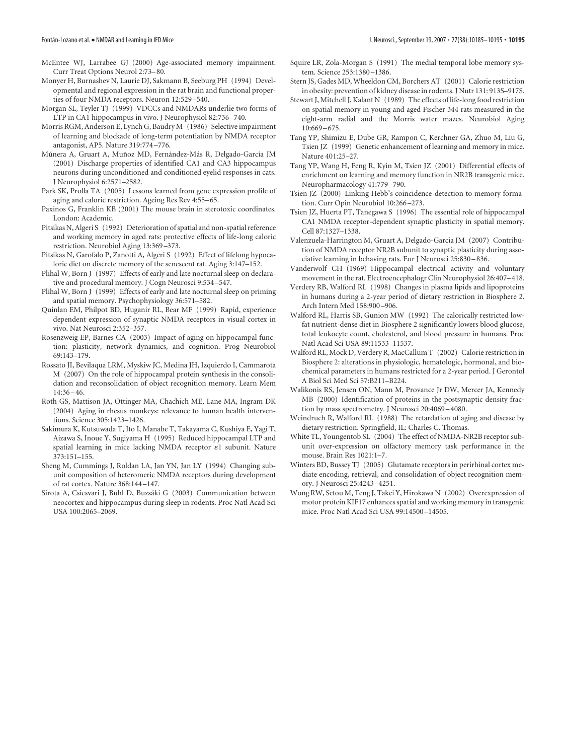McEntee WJ, Larrabee GJ (2000) Age-associated memory impairment. Curr Treat Options Neurol 2:73–80.

Monyer H, Burnashev N, Laurie DJ, Sakmann B, Seeburg PH (1994) Developmental and regional expression in the rat brain and functional properties of four NMDA receptors. Neuron 12:529–540.

Morgan SL, Teyler TJ (1999) VDCCs and NMDARs underlie two forms of LTP in CA1 hippocampus in vivo. J Neurophysiol 82:736–740.

Morris RGM, Anderson E, Lynch G, Baudry M (1986) Selective impairment of learning and blockade of long-term potentiation by NMDA receptor antagonist, AP5. Nature 319:774–776.

Múnera A, Gruart A, Muñoz MD, Fernández-Más R, Delgado-García JM (2001) Discharge properties of identified CA1 and CA3 hippocampus neurons during unconditioned and conditioned eyelid responses in cats. J Neurophysiol 6:2571–2582.

Park SK, Prolla TA (2005) Lessons learned from gene expression profile of aging and caloric restriction. Ageing Res Rev 4:55–65.

Paxinos G, Franklin KB (2001) The mouse brain in sterotoxic coordinates. London: Academic.

Pitsikas N, Algeri S (1992) Deterioration of spatial and non-spatial reference and working memory in aged rats: protective effects of life-long caloric restriction. Neurobiol Aging 13:369–373.

Pitsikas N, Garofalo P, Zanotti A, Algeri S (1992) Effect of lifelong hypocaloric diet on discrete memory of the senescent rat. Aging 3:147–152.

Plihal W, Born J (1997) Effects of early and late nocturnal sleep on declarative and procedural memory. J Cogn Neurosci 9:534–547.

Plihal W, Born J (1999) Effects of early and late nocturnal sleep on priming and spatial memory. Psychophysiology 36:571–582.

Quinlan EM, Philpot BD, Huganir RL, Bear MF (1999) Rapid, experience dependent expression of synaptic NMDA receptors in visual cortex in vivo. Nat Neurosci 2:352–357.

Rosenzweig EP, Barnes CA (2003) Impact of aging on hippocampal function: plasticity, network dynamics, and cognition. Prog Neurobiol 69:143–179.

Rossato JI, Bevilaqua LRM, Myskiw JC, Medina JH, Izquierdo I, Cammarota M (2007) On the role of hippocampal protein synthesis in the consolidation and reconsolidation of object recognition memory. Learn Mem 14:36–46.

Roth GS, Mattison JA, Ottinger MA, Chachich ME, Lane MA, Ingram DK (2004) Aging in rhesus monkeys: relevance to human health interventions. Science 305:1423–1426.

Sakimura K, Kutsuwada T, Ito I, Manabe T, Takayama C, Kushiya E, Yagi T, Aizawa S, Inoue Y, Sugiyama H (1995) Reduced hippocampal LTP and spatial learning in mice lacking NMDA receptor $\varepsilon 1$ subunit. Nature 373:151–155.

Sheng M, Cummings J, Roldan LA, Jan YN, Jan LY (1994) Changing subunit composition of heteromeric NMDA receptors during development of rat cortex. Nature 368:144–147.

Sirota A, Csicsvari J, Buhl D, Buzsáki G (2003) Communication between neocortex and hippocampus during sleep in rodents. Proc Natl Acad Sci USA 100:2065–2069.

Squire LR, Zola-Morgan S (1991) The medial temporal lobe memory system. Science 253:1380–1386.

Stern JS, Gades MD, Wheeldon CM, Borchers AT (2001) Calorie restriction in obesity: prevention of kidney disease in rodents. J Nutr 131: 913S–917S.

Stewart J, Mitchell J, Kalant N (1989) The effects of life-long food restriction on spatial memory in young and aged Fischer 344 rats measured in the eight-arm radial and the Morris water mazes. Neurobiol Aging 10:669–675.

Tang YP, Shimizu E, Dube GR, Rampon C, Kerchner GA, Zhuo M, Liu G, Tsien JZ (1999) Genetic enhancement of learning and memory in mice. Nature 401:25–27.

Tang YP, Wang H, Feng R, Kyin M, Tsien JZ (2001) Differential effects of enrichment on learning and memory function in NR2B transgenic mice. Neuropharmacology 41:779–790.

Tsien JZ (2000) Linking Hebb's coincidence-detection to memory formation. Curr Opin Neurobiol 10:266–273.

Tsien JZ, Huerta PT, Tanegawa S (1996) The essential role of hippocampal CA1 NMDA receptor-dependent synaptic plasticity in spatial memory. Cell 87:1327–1338.

Valenzuela-Harrington M, Gruart A, Delgado-Garcia JM (2007) Contribution of NMDA receptor NR2B subunit to synaptic plasticity during associative learning in behaving rats. Eur J Neurosci 25:830–836.

Vanderwolf CH (1969) Hippocampal electrical activity and voluntary movement in the rat. Electroencephalogr Clin Neurophysiol 26:407–418.

Verdery RB, Walford RL (1998) Changes in plasma lipids and lipoproteins in humans during a 2-year period of dietary restriction in Biosphere 2. Arch Intern Med 158:900–906.

Walford RL, Harris SB, Gunion MW (1992) The calorically restricted low-fat nutrient-dense diet in Biosphere 2 significantly lowers blood glucose, total leukocyte count, cholesterol, and blood pressure in humans. Proc Natl Acad Sci USA 89:11533–11537.

Walford RL, Mock D, Verdery R, MacCallum T (2002) Calorie restriction in Biosphere 2: alterations in physiologic, hematologic, hormonal, and biochemical parameters in humans restricted for a 2-year period. J Gerontol A Biol Sci Med Sci 57:B211–B224.

Walikonis RS, Jensen ON, Mann M, Provance Jr DW, Mercer JA, Kennedy MB (2000) Identification of proteins in the postsynaptic density fraction by mass spectrometry. J Neurosci 20:4069–4080.

Weindruch R, Walford RL (1988) The retardation of aging and disease by dietary restriction. Springfield, IL: Charles C. Thomas.

White TL, Youngentob SL (2004) The effect of NMDA-NR2B receptor subunit over-expression on olfactory memory task performance in the mouse. Brain Res 1021:1–7.

Winters BD, Bussey TJ (2005) Glutamate receptors in perirhinal cortex mediate encoding, retrieval, and consolidation of object recognition memory. J Neurosci 25:4243–4251.

Wong RW, Setou M, Teng J, Takei Y, Hirokawa N (2002) Overexpression of motor protein KIF17 enhances spatial and working memory in transgenic mice. Proc Natl Acad Sci USA 99:14500–14505.